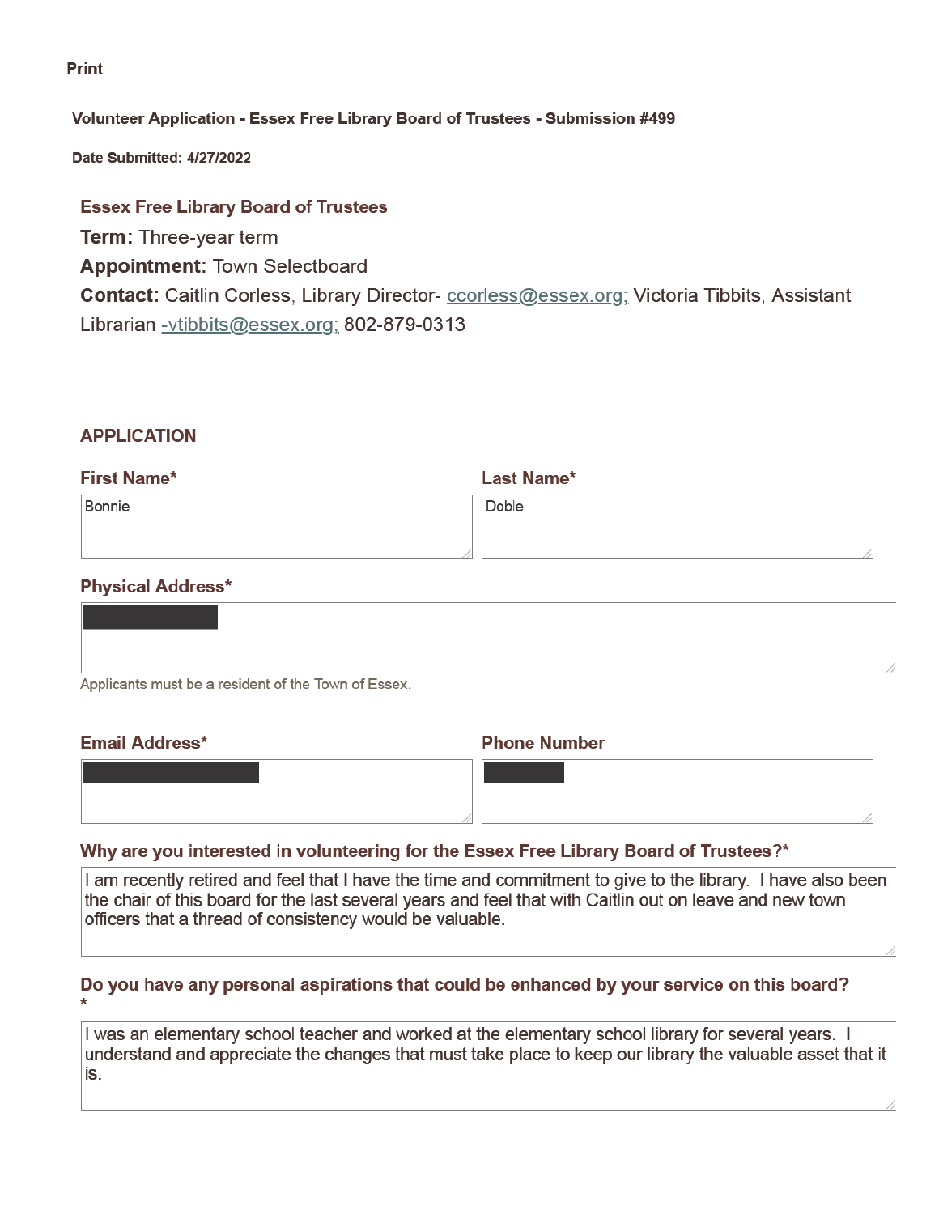Print

**Volunteer Application - Essex Free Library Board of Trustees - Submission #499**

**Date Submitted: 4/27/2022**

## Essex Free Library Board of Trustees

**Term:** Three-year term

**Appointment:** Town Selectboard

**Contact:** Caitlin Corless, Library Director- ccorless@essex.org; Victoria Tibbits, Assistant Librarian -vtibbits@essex.org; 802-879-0313

## APPLICATION

**First Name***

Bonnie

**Last Name***

Doble

**Physical Address***

[redacted]

Applicants must be a resident of the Town of Essex.

**Email Address***

[redacted]

**Phone Number**

[redacted]

**Why are you interested in volunteering for the Essex Free Library Board of Trustees?***

I am recently retired and feel that I have the time and commitment to give to the library. I have also been the chair of this board for the last several years and feel that with Caitlin out on leave and new town officers that a thread of consistency would be valuable.

**Do you have any personal aspirations that could be enhanced by your service on this board?***

I was an elementary school teacher and worked at the elementary school library for several years. I understand and appreciate the changes that must take place to keep our library the valuable asset that it is.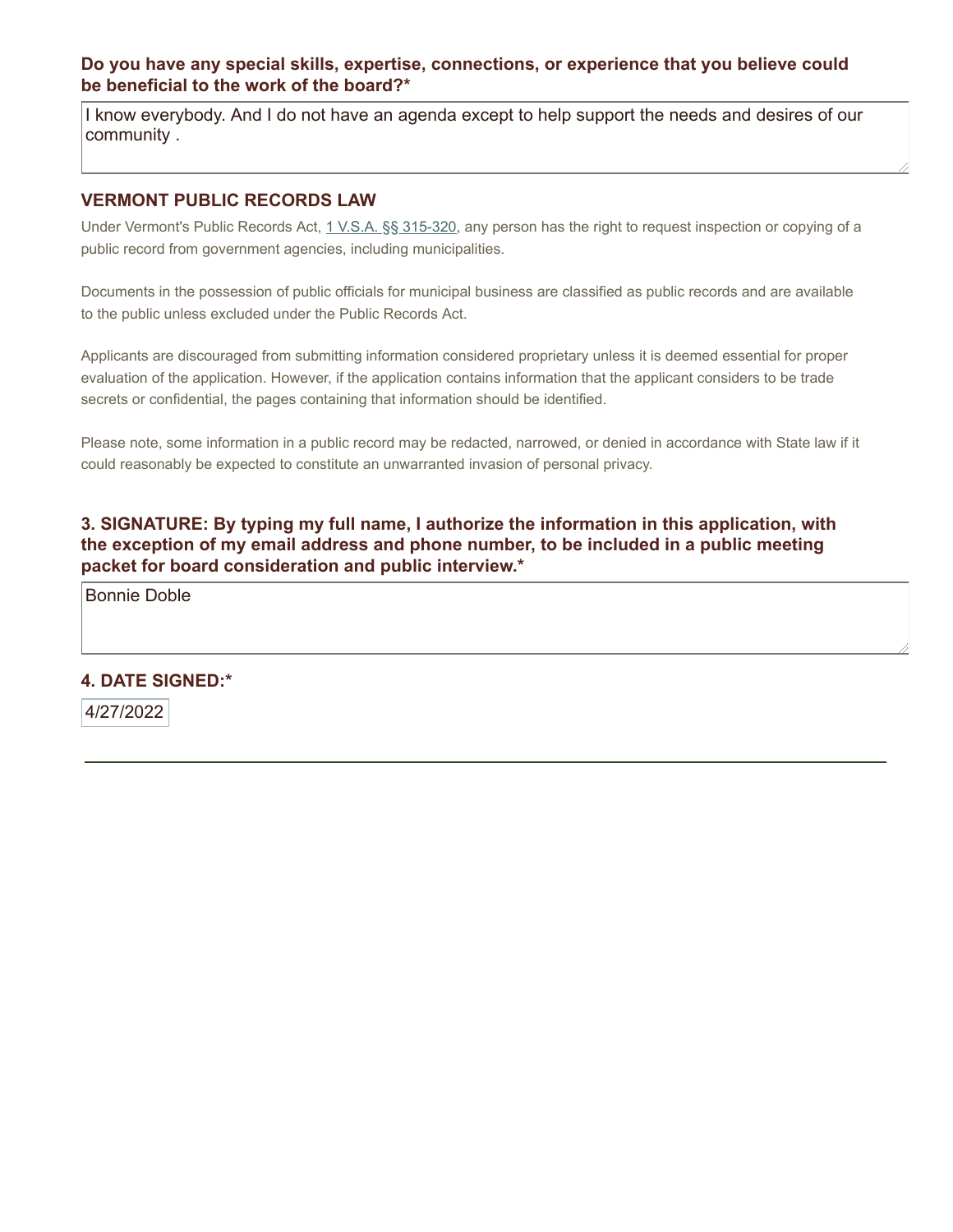**Do you have any special skills, expertise, connections, or experience that you believe could be beneficial to the work of the board?***

I know everybody. And I do not have an agenda except to help support the needs and desires of our community .

## VERMONT PUBLIC RECORDS LAW

Under Vermont's Public Records Act, 1 V.S.A. §§ 315-320, any person has the right to request inspection or copying of a public record from government agencies, including municipalities.

Documents in the possession of public officials for municipal business are classified as public records and are available to the public unless excluded under the Public Records Act.

Applicants are discouraged from submitting information considered proprietary unless it is deemed essential for proper evaluation of the application. However, if the application contains information that the applicant considers to be trade secrets or confidential, the pages containing that information should be identified.

Please note, some information in a public record may be redacted, narrowed, or denied in accordance with State law if it could reasonably be expected to constitute an unwarranted invasion of personal privacy.

**3. SIGNATURE: By typing my full name, I authorize the information in this application, with the exception of my email address and phone number, to be included in a public meeting packet for board consideration and public interview.***

Bonnie Doble

**4. DATE SIGNED:***

4/27/2022

---